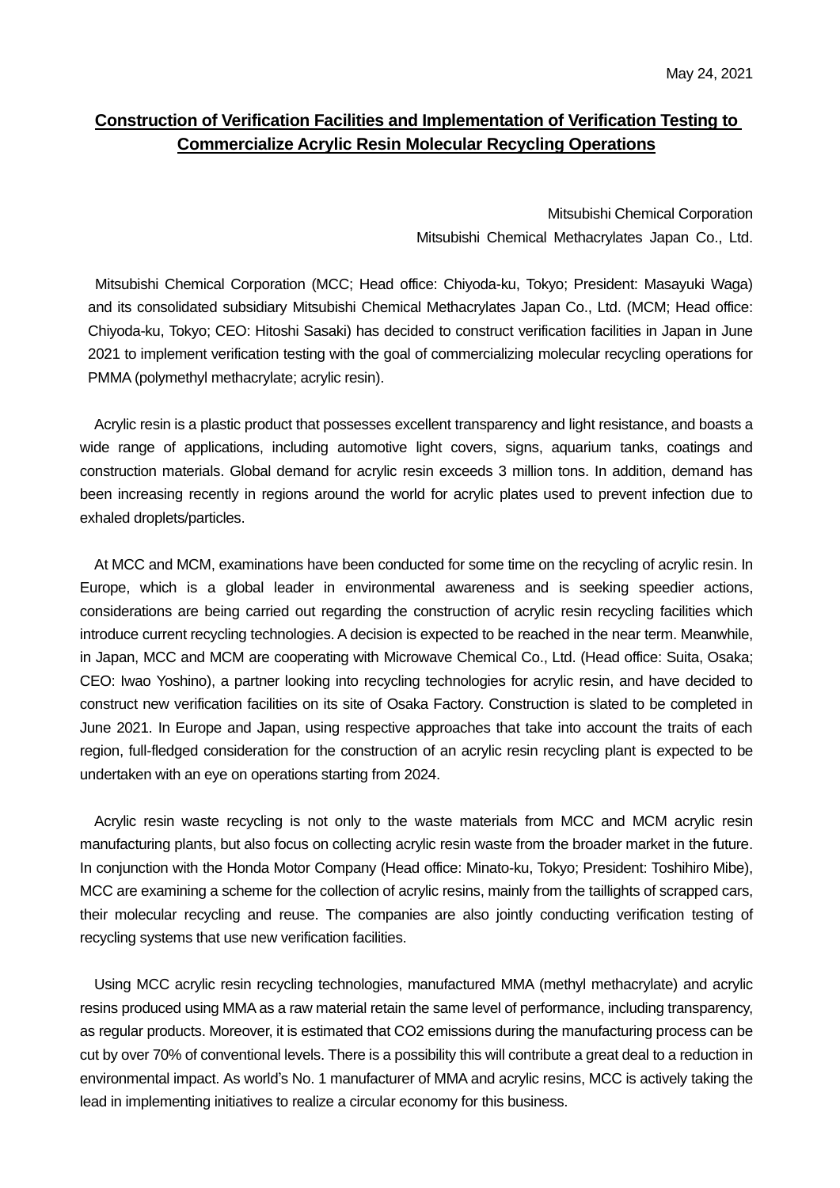May 24, 2021

# Construction of Verification Facilities and Implementation of Verification Testing to Commercialize Acrylic Resin Molecular Recycling Operations

Mitsubishi Chemical Corporation
Mitsubishi Chemical Methacrylates Japan Co., Ltd.

Mitsubishi Chemical Corporation (MCC; Head office: Chiyoda-ku, Tokyo; President: Masayuki Waga) and its consolidated subsidiary Mitsubishi Chemical Methacrylates Japan Co., Ltd. (MCM; Head office: Chiyoda-ku, Tokyo; CEO: Hitoshi Sasaki) has decided to construct verification facilities in Japan in June 2021 to implement verification testing with the goal of commercializing molecular recycling operations for PMMA (polymethyl methacrylate; acrylic resin).

Acrylic resin is a plastic product that possesses excellent transparency and light resistance, and boasts a wide range of applications, including automotive light covers, signs, aquarium tanks, coatings and construction materials. Global demand for acrylic resin exceeds 3 million tons. In addition, demand has been increasing recently in regions around the world for acrylic plates used to prevent infection due to exhaled droplets/particles.

At MCC and MCM, examinations have been conducted for some time on the recycling of acrylic resin. In Europe, which is a global leader in environmental awareness and is seeking speedier actions, considerations are being carried out regarding the construction of acrylic resin recycling facilities which introduce current recycling technologies. A decision is expected to be reached in the near term. Meanwhile, in Japan, MCC and MCM are cooperating with Microwave Chemical Co., Ltd. (Head office: Suita, Osaka; CEO: Iwao Yoshino), a partner looking into recycling technologies for acrylic resin, and have decided to construct new verification facilities on its site of Osaka Factory. Construction is slated to be completed in June 2021. In Europe and Japan, using respective approaches that take into account the traits of each region, full-fledged consideration for the construction of an acrylic resin recycling plant is expected to be undertaken with an eye on operations starting from 2024.

Acrylic resin waste recycling is not only to the waste materials from MCC and MCM acrylic resin manufacturing plants, but also focus on collecting acrylic resin waste from the broader market in the future. In conjunction with the Honda Motor Company (Head office: Minato-ku, Tokyo; President: Toshihiro Mibe), MCC are examining a scheme for the collection of acrylic resins, mainly from the taillights of scrapped cars, their molecular recycling and reuse. The companies are also jointly conducting verification testing of recycling systems that use new verification facilities.

Using MCC acrylic resin recycling technologies, manufactured MMA (methyl methacrylate) and acrylic resins produced using MMA as a raw material retain the same level of performance, including transparency, as regular products. Moreover, it is estimated that $CO_2$ emissions during the manufacturing process can be cut by over 70% of conventional levels. There is a possibility this will contribute a great deal to a reduction in environmental impact. As world's No. 1 manufacturer of MMA and acrylic resins, MCC is actively taking the lead in implementing initiatives to realize a circular economy for this business.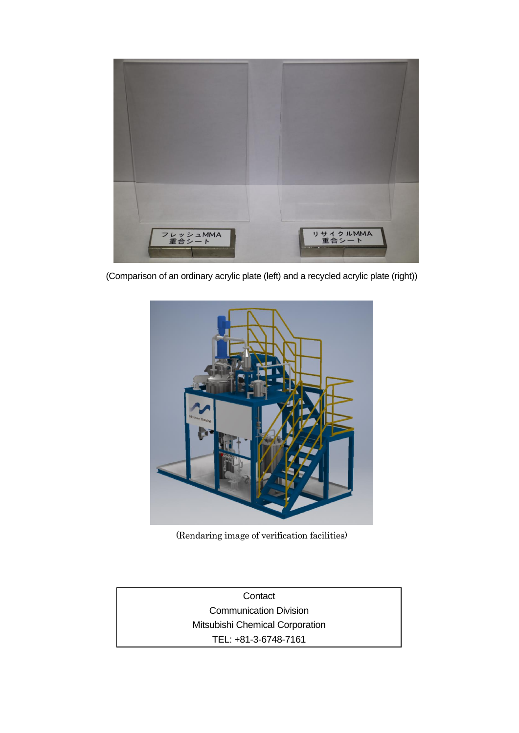(Comparison of an ordinary acrylic plate (left) and a recycled acrylic plate (right))

(Rendaring image of verification facilities)

| Contact |
| --- |
| Communication Division |
| Mitsubishi Chemical Corporation |
| TEL: +81-3-6748-7161 |